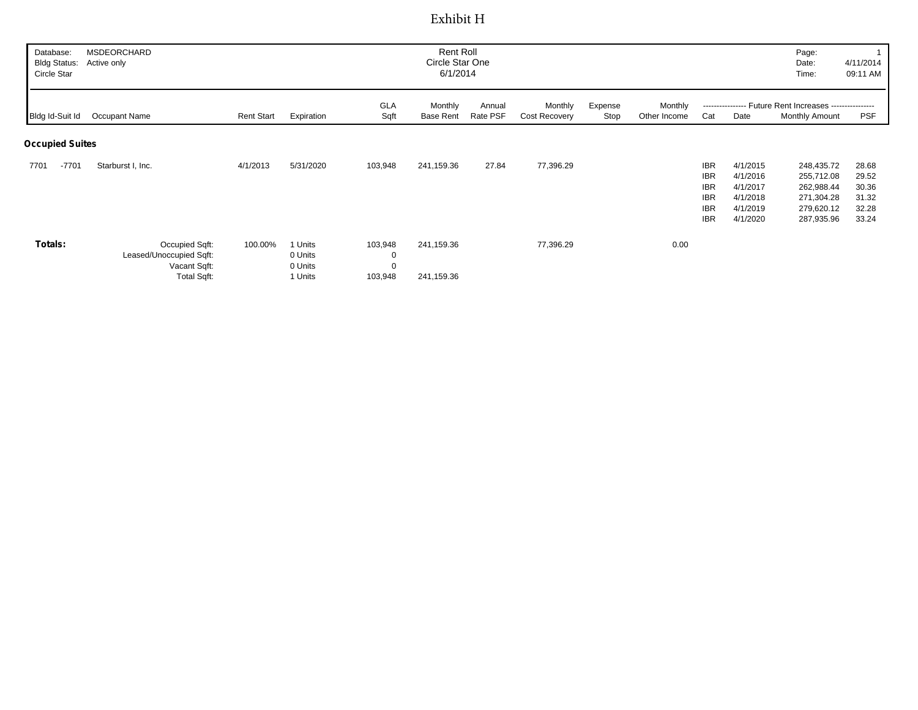# Exhibit H

| Database: | MSDEORCHARD | Rent Roll | Page: | 1 |
|---|---|---|---|---|
| Bldg Status: | Active only | Circle Star One | Date: | 4/11/2014 |
| Circle Star | | 6/1/2014 | Time: | 09:11 AM |

| Bldg Id-Suit Id | Occupant Name | Rent Start | Expiration | GLA Sqft | Monthly Base Rent | Annual Rate PSF | Monthly Cost Recovery | Expense Stop | Monthly Other Income | Future Rent Increases Cat | Date | Monthly Amount | PSF |
|---|---|---|---|---|---|---|---|---|---|---|---|---|---|
| **Occupied Suites** | | | | | | | | | | | | | |
| 7701 -7701 | Starburst I, Inc. | 4/1/2013 | 5/31/2020 | 103,948 | 241,159.36 | 27.84 | 77,396.29 | | | IBR | 4/1/2015 | 248,435.72 | 28.68 |
| | | | | | | | | | | IBR | 4/1/2016 | 255,712.08 | 29.52 |
| | | | | | | | | | | IBR | 4/1/2017 | 262,988.44 | 30.36 |
| | | | | | | | | | | IBR | 4/1/2018 | 271,304.28 | 31.32 |
| | | | | | | | | | | IBR | 4/1/2019 | 279,620.12 | 32.28 |
| | | | | | | | | | | IBR | 4/1/2020 | 287,935.96 | 33.24 |
| **Totals:** | Occupied Sqft: | 100.00% | 1 Units | 103,948 | 241,159.36 | | 77,396.29 | | 0.00 | | | | |
| | Leased/Unoccupied Sqft: | | 0 Units | 0 | | | | | | | | | |
| | Vacant Sqft: | | 0 Units | 0 | | | | | | | | | |
| | Total Sqft: | | 1 Units | 103,948 | 241,159.36 | | | | | | | | |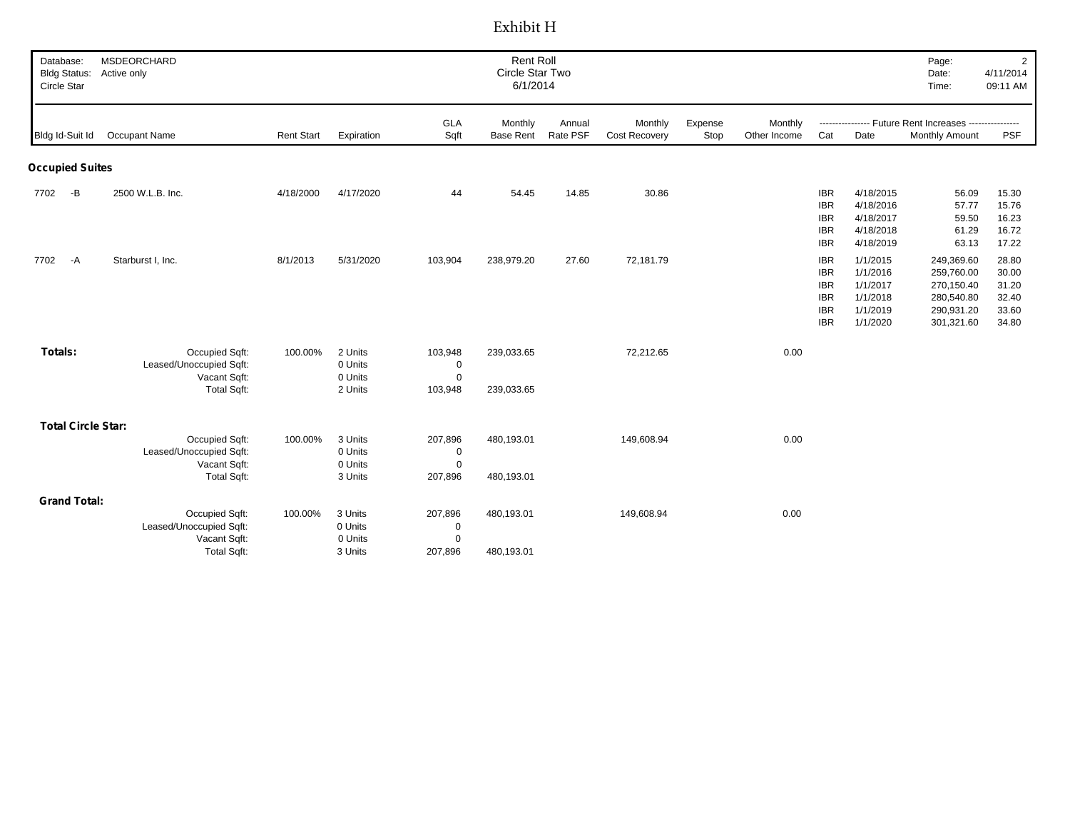# Exhibit H

| | |
|---|---|
| Database: | MSDEORCHARD |
| Bldg Status: | Active only |
| Circle Star | |

**Rent Roll**
**Circle Star Two**
**6/1/2014**

Page: 2
Date: 4/11/2014
Time: 09:11 AM

| Bldg Id-Suit Id | Occupant Name | Rent Start | Expiration | GLA Sqft | Monthly Base Rent | Annual Rate PSF | Monthly Cost Recovery | Expense Stop | Monthly Other Income | Cat | Date | Monthly Amount | PSF |
|---|---|---|---|---|---|---|---|---|---|---|---|---|---|
| | | | | | | | | | | Future Rent Increases | | | |
| **Occupied Suites** | | | | | | | | | | | | | |
| 7702 -B | 2500 W.L.B. Inc. | 4/18/2000 | 4/17/2020 | 44 | 54.45 | 14.85 | 30.86 | | | IBR | 4/18/2015 | 56.09 | 15.30 |
| | | | | | | | | | | IBR | 4/18/2016 | 57.77 | 15.76 |
| | | | | | | | | | | IBR | 4/18/2017 | 59.50 | 16.23 |
| | | | | | | | | | | IBR | 4/18/2018 | 61.29 | 16.72 |
| | | | | | | | | | | IBR | 4/18/2019 | 63.13 | 17.22 |
| 7702 -A | Starburst I, Inc. | 8/1/2013 | 5/31/2020 | 103,904 | 238,979.20 | 27.60 | 72,181.79 | | | IBR | 1/1/2015 | 249,369.60 | 28.80 |
| | | | | | | | | | | IBR | 1/1/2016 | 259,760.00 | 30.00 |
| | | | | | | | | | | IBR | 1/1/2017 | 270,150.40 | 31.20 |
| | | | | | | | | | | IBR | 1/1/2018 | 280,540.80 | 32.40 |
| | | | | | | | | | | IBR | 1/1/2019 | 290,931.20 | 33.60 |
| | | | | | | | | | | IBR | 1/1/2020 | 301,321.60 | 34.80 |
| **Totals:** | Occupied Sqft: | 100.00% | 2 Units | 103,948 | 239,033.65 | | 72,212.65 | | 0.00 | | | | |
| | Leased/Unoccupied Sqft: | | 0 Units | 0 | | | | | | | | | |
| | Vacant Sqft: | | 0 Units | 0 | | | | | | | | | |
| | Total Sqft: | | 2 Units | 103,948 | 239,033.65 | | | | | | | | |
| **Total Circle Star:** | Occupied Sqft: | 100.00% | 3 Units | 207,896 | 480,193.01 | | 149,608.94 | | 0.00 | | | | |
| | Leased/Unoccupied Sqft: | | 0 Units | 0 | | | | | | | | | |
| | Vacant Sqft: | | 0 Units | 0 | | | | | | | | | |
| | Total Sqft: | | 3 Units | 207,896 | 480,193.01 | | | | | | | | |
| **Grand Total:** | Occupied Sqft: | 100.00% | 3 Units | 207,896 | 480,193.01 | | 149,608.94 | | 0.00 | | | | |
| | Leased/Unoccupied Sqft: | | 0 Units | 0 | | | | | | | | | |
| | Vacant Sqft: | | 0 Units | 0 | | | | | | | | | |
| | Total Sqft: | | 3 Units | 207,896 | 480,193.01 | | | | | | | | |